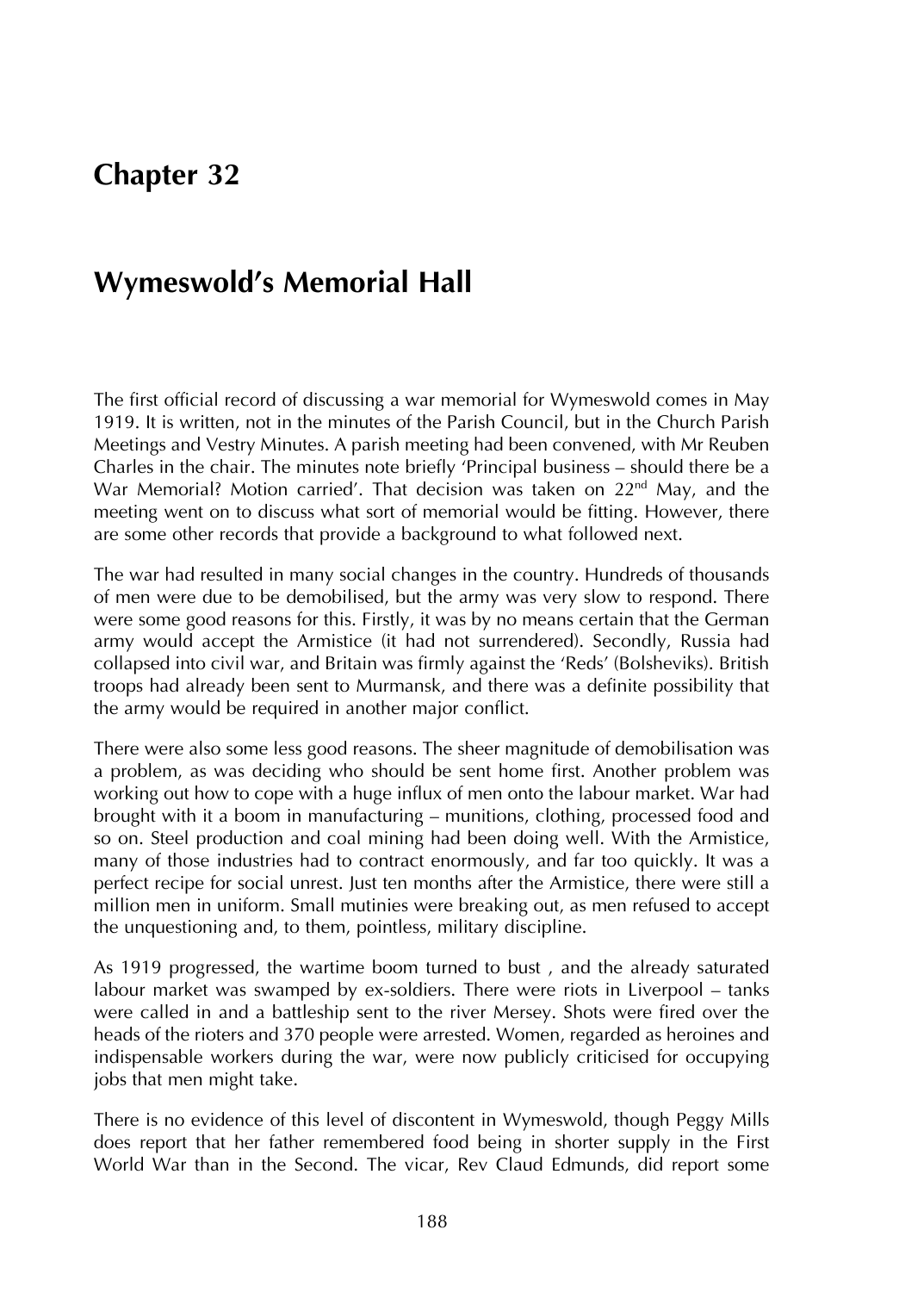# Chapter 32

## Wymeswold's Memorial Hall

The first official record of discussing a war memorial for Wymeswold comes in May 1919. It is written, not in the minutes of the Parish Council, but in the Church Parish Meetings and Vestry Minutes. A parish meeting had been convened, with Mr Reuben Charles in the chair. The minutes note briefly 'Principal business – should there be a War Memorial? Motion carried'. That decision was taken on 22nd May, and the meeting went on to discuss what sort of memorial would be fitting. However, there are some other records that provide a background to what followed next.

The war had resulted in many social changes in the country. Hundreds of thousands of men were due to be demobilised, but the army was very slow to respond. There were some good reasons for this. Firstly, it was by no means certain that the German army would accept the Armistice (it had not surrendered). Secondly, Russia had collapsed into civil war, and Britain was firmly against the 'Reds' (Bolsheviks). British troops had already been sent to Murmansk, and there was a definite possibility that the army would be required in another major conflict.

There were also some less good reasons. The sheer magnitude of demobilisation was a problem, as was deciding who should be sent home first. Another problem was working out how to cope with a huge influx of men onto the labour market. War had brought with it a boom in manufacturing – munitions, clothing, processed food and so on. Steel production and coal mining had been doing well. With the Armistice, many of those industries had to contract enormously, and far too quickly. It was a perfect recipe for social unrest. Just ten months after the Armistice, there were still a million men in uniform. Small mutinies were breaking out, as men refused to accept the unquestioning and, to them, pointless, military discipline.

As 1919 progressed, the wartime boom turned to bust , and the already saturated labour market was swamped by ex-soldiers. There were riots in Liverpool – tanks were called in and a battleship sent to the river Mersey. Shots were fired over the heads of the rioters and 370 people were arrested. Women, regarded as heroines and indispensable workers during the war, were now publicly criticised for occupying jobs that men might take.

There is no evidence of this level of discontent in Wymeswold, though Peggy Mills does report that her father remembered food being in shorter supply in the First World War than in the Second. The vicar, Rev Claud Edmunds, did report some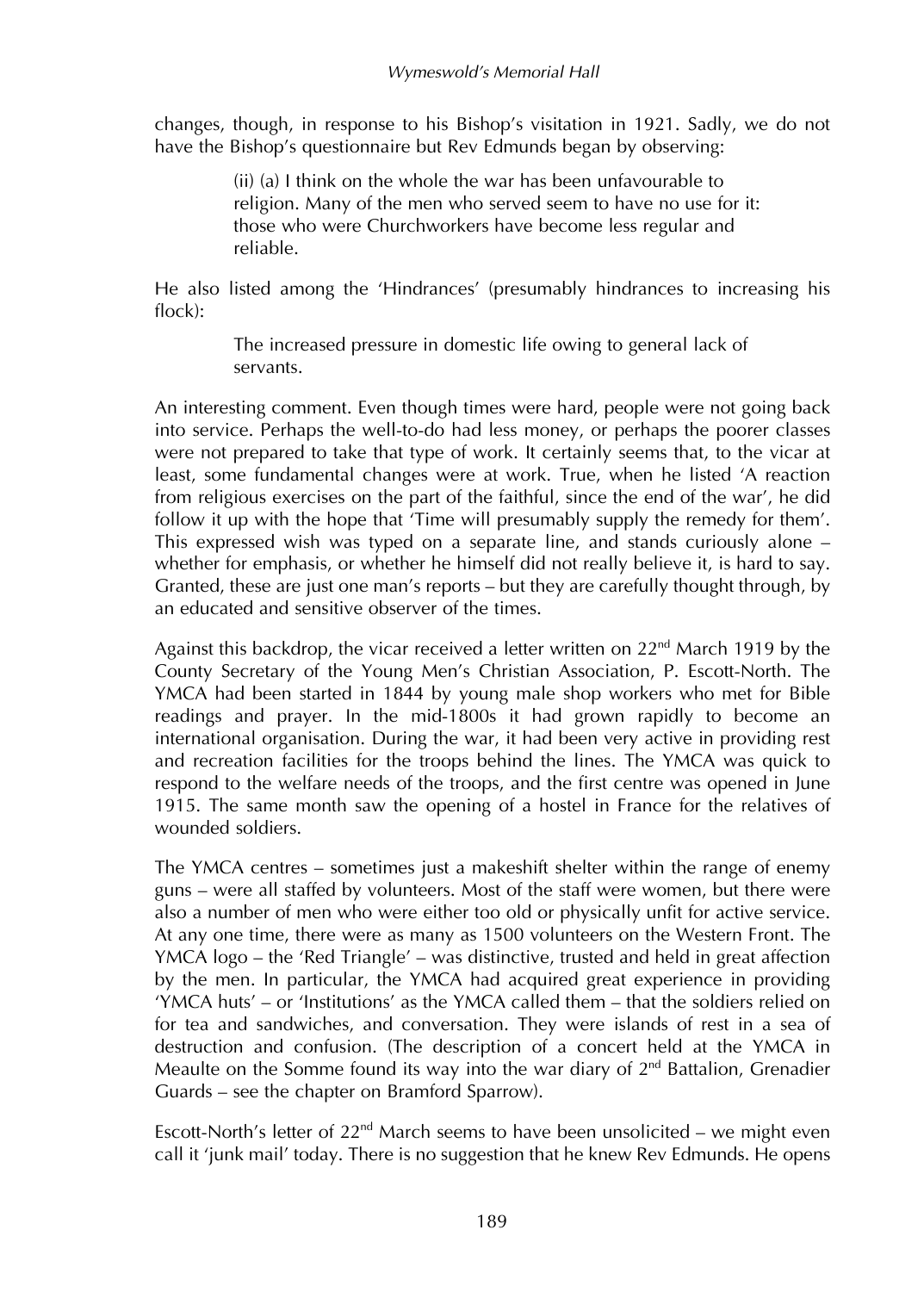changes, though, in response to his Bishop's visitation in 1921. Sadly, we do not have the Bishop's questionnaire but Rev Edmunds began by observing:

> (ii) (a) I think on the whole the war has been unfavourable to religion. Many of the men who served seem to have no use for it: those who were Churchworkers have become less regular and reliable.

He also listed among the 'Hindrances' (presumably hindrances to increasing his flock):

> The increased pressure in domestic life owing to general lack of servants.

An interesting comment. Even though times were hard, people were not going back into service. Perhaps the well-to-do had less money, or perhaps the poorer classes were not prepared to take that type of work. It certainly seems that, to the vicar at least, some fundamental changes were at work. True, when he listed 'A reaction from religious exercises on the part of the faithful, since the end of the war', he did follow it up with the hope that 'Time will presumably supply the remedy for them'. This expressed wish was typed on a separate line, and stands curiously alone – whether for emphasis, or whether he himself did not really believe it, is hard to say. Granted, these are just one man's reports – but they are carefully thought through, by an educated and sensitive observer of the times.

Against this backdrop, the vicar received a letter written on 22nd March 1919 by the County Secretary of the Young Men's Christian Association, P. Escott-North. The YMCA had been started in 1844 by young male shop workers who met for Bible readings and prayer. In the mid-1800s it had grown rapidly to become an international organisation. During the war, it had been very active in providing rest and recreation facilities for the troops behind the lines. The YMCA was quick to respond to the welfare needs of the troops, and the first centre was opened in June 1915. The same month saw the opening of a hostel in France for the relatives of wounded soldiers.

The YMCA centres – sometimes just a makeshift shelter within the range of enemy guns – were all staffed by volunteers. Most of the staff were women, but there were also a number of men who were either too old or physically unfit for active service. At any one time, there were as many as 1500 volunteers on the Western Front. The YMCA logo – the 'Red Triangle' – was distinctive, trusted and held in great affection by the men. In particular, the YMCA had acquired great experience in providing 'YMCA huts' – or 'Institutions' as the YMCA called them – that the soldiers relied on for tea and sandwiches, and conversation. They were islands of rest in a sea of destruction and confusion. (The description of a concert held at the YMCA in Meaulte on the Somme found its way into the war diary of 2nd Battalion, Grenadier Guards – see the chapter on Bramford Sparrow).

Escott-North's letter of 22nd March seems to have been unsolicited – we might even call it 'junk mail' today. There is no suggestion that he knew Rev Edmunds. He opens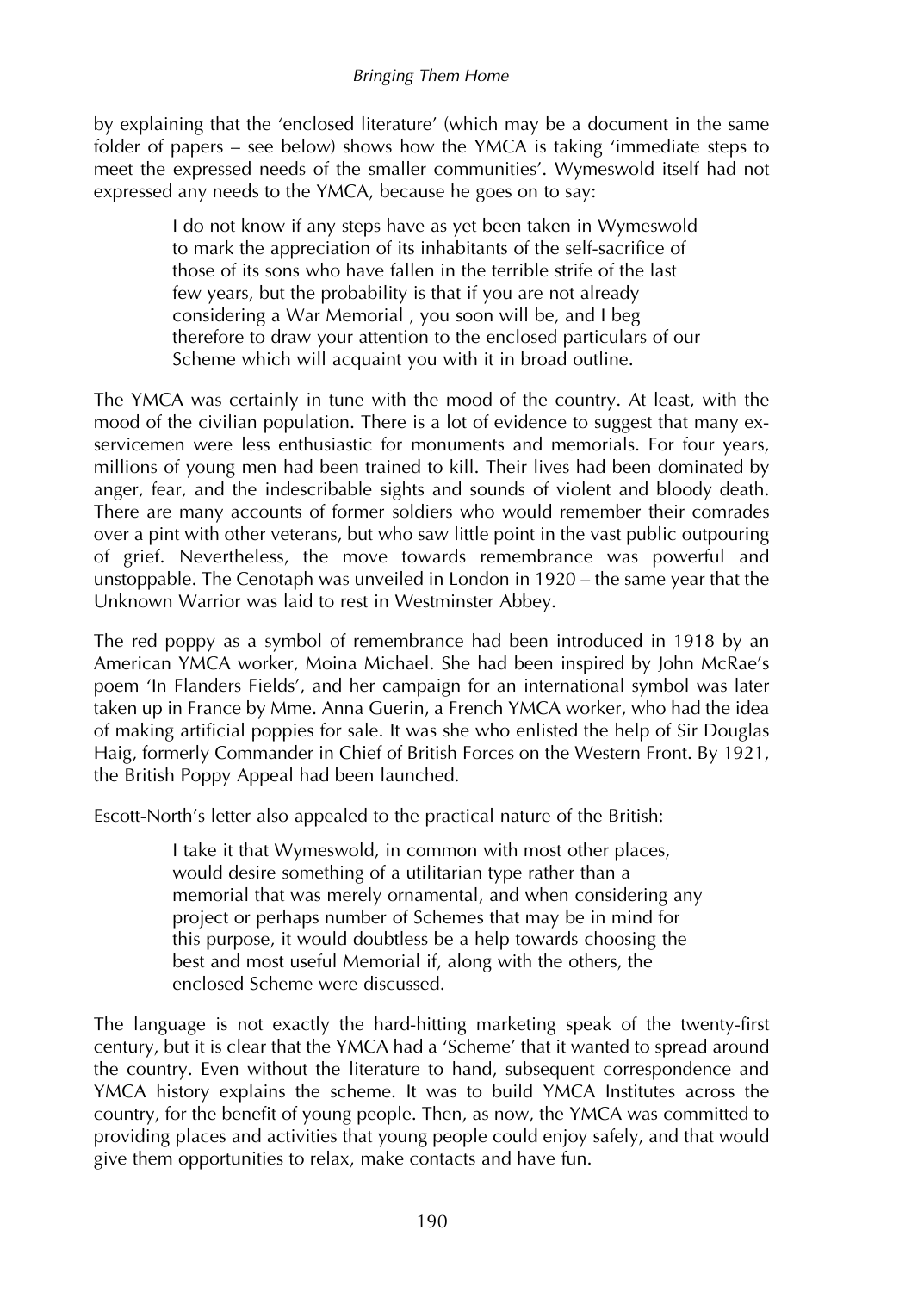by explaining that the 'enclosed literature' (which may be a document in the same folder of papers – see below) shows how the YMCA is taking 'immediate steps to meet the expressed needs of the smaller communities'. Wymeswold itself had not expressed any needs to the YMCA, because he goes on to say:

> I do not know if any steps have as yet been taken in Wymeswold to mark the appreciation of its inhabitants of the self-sacrifice of those of its sons who have fallen in the terrible strife of the last few years, but the probability is that if you are not already considering a War Memorial , you soon will be, and I beg therefore to draw your attention to the enclosed particulars of our Scheme which will acquaint you with it in broad outline.

The YMCA was certainly in tune with the mood of the country. At least, with the mood of the civilian population. There is a lot of evidence to suggest that many ex-servicemen were less enthusiastic for monuments and memorials. For four years, millions of young men had been trained to kill. Their lives had been dominated by anger, fear, and the indescribable sights and sounds of violent and bloody death. There are many accounts of former soldiers who would remember their comrades over a pint with other veterans, but who saw little point in the vast public outpouring of grief. Nevertheless, the move towards remembrance was powerful and unstoppable. The Cenotaph was unveiled in London in 1920 – the same year that the Unknown Warrior was laid to rest in Westminster Abbey.

The red poppy as a symbol of remembrance had been introduced in 1918 by an American YMCA worker, Moina Michael. She had been inspired by John McRae's poem 'In Flanders Fields', and her campaign for an international symbol was later taken up in France by Mme. Anna Guerin, a French YMCA worker, who had the idea of making artificial poppies for sale. It was she who enlisted the help of Sir Douglas Haig, formerly Commander in Chief of British Forces on the Western Front. By 1921, the British Poppy Appeal had been launched.

Escott-North's letter also appealed to the practical nature of the British:

> I take it that Wymeswold, in common with most other places, would desire something of a utilitarian type rather than a memorial that was merely ornamental, and when considering any project or perhaps number of Schemes that may be in mind for this purpose, it would doubtless be a help towards choosing the best and most useful Memorial if, along with the others, the enclosed Scheme were discussed.

The language is not exactly the hard-hitting marketing speak of the twenty-first century, but it is clear that the YMCA had a 'Scheme' that it wanted to spread around the country. Even without the literature to hand, subsequent correspondence and YMCA history explains the scheme. It was to build YMCA Institutes across the country, for the benefit of young people. Then, as now, the YMCA was committed to providing places and activities that young people could enjoy safely, and that would give them opportunities to relax, make contacts and have fun.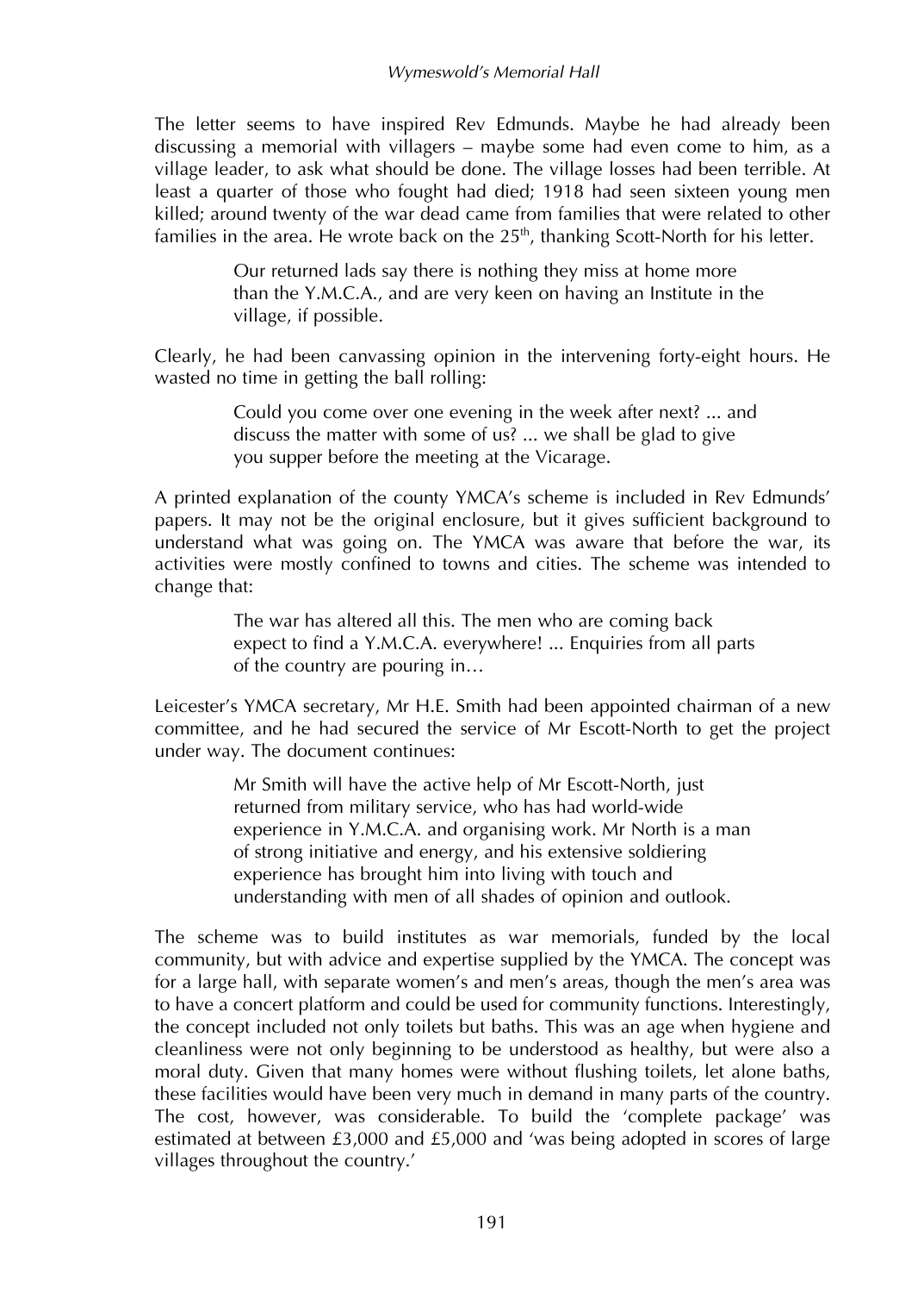The letter seems to have inspired Rev Edmunds. Maybe he had already been discussing a memorial with villagers – maybe some had even come to him, as a village leader, to ask what should be done. The village losses had been terrible. At least a quarter of those who fought had died; 1918 had seen sixteen young men killed; around twenty of the war dead came from families that were related to other families in the area. He wrote back on the 25th, thanking Scott-North for his letter.

> Our returned lads say there is nothing they miss at home more than the Y.M.C.A., and are very keen on having an Institute in the village, if possible.

Clearly, he had been canvassing opinion in the intervening forty-eight hours. He wasted no time in getting the ball rolling:

> Could you come over one evening in the week after next? ... and discuss the matter with some of us? ... we shall be glad to give you supper before the meeting at the Vicarage.

A printed explanation of the county YMCA's scheme is included in Rev Edmunds' papers. It may not be the original enclosure, but it gives sufficient background to understand what was going on. The YMCA was aware that before the war, its activities were mostly confined to towns and cities. The scheme was intended to change that:

> The war has altered all this. The men who are coming back expect to find a Y.M.C.A. everywhere! ... Enquiries from all parts of the country are pouring in…

Leicester's YMCA secretary, Mr H.E. Smith had been appointed chairman of a new committee, and he had secured the service of Mr Escott-North to get the project under way. The document continues:

> Mr Smith will have the active help of Mr Escott-North, just returned from military service, who has had world-wide experience in Y.M.C.A. and organising work. Mr North is a man of strong initiative and energy, and his extensive soldiering experience has brought him into living with touch and understanding with men of all shades of opinion and outlook.

The scheme was to build institutes as war memorials, funded by the local community, but with advice and expertise supplied by the YMCA. The concept was for a large hall, with separate women's and men's areas, though the men's area was to have a concert platform and could be used for community functions. Interestingly, the concept included not only toilets but baths. This was an age when hygiene and cleanliness were not only beginning to be understood as healthy, but were also a moral duty. Given that many homes were without flushing toilets, let alone baths, these facilities would have been very much in demand in many parts of the country. The cost, however, was considerable. To build the 'complete package' was estimated at between £3,000 and £5,000 and 'was being adopted in scores of large villages throughout the country.'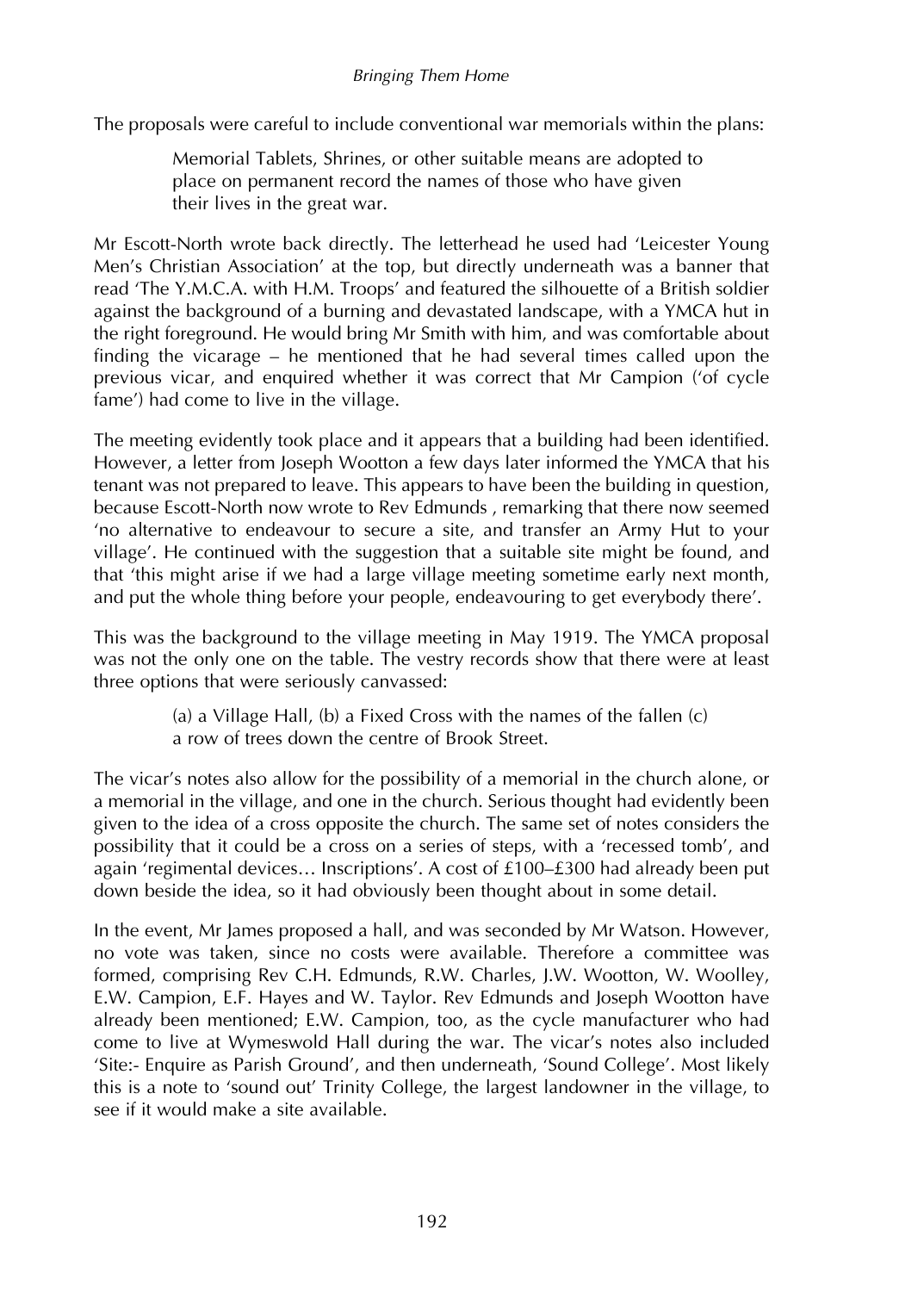The proposals were careful to include conventional war memorials within the plans:

> Memorial Tablets, Shrines, or other suitable means are adopted to place on permanent record the names of those who have given their lives in the great war.

Mr Escott-North wrote back directly. The letterhead he used had 'Leicester Young Men's Christian Association' at the top, but directly underneath was a banner that read 'The Y.M.C.A. with H.M. Troops' and featured the silhouette of a British soldier against the background of a burning and devastated landscape, with a YMCA hut in the right foreground. He would bring Mr Smith with him, and was comfortable about finding the vicarage – he mentioned that he had several times called upon the previous vicar, and enquired whether it was correct that Mr Campion ('of cycle fame') had come to live in the village.

The meeting evidently took place and it appears that a building had been identified. However, a letter from Joseph Wootton a few days later informed the YMCA that his tenant was not prepared to leave. This appears to have been the building in question, because Escott-North now wrote to Rev Edmunds , remarking that there now seemed 'no alternative to endeavour to secure a site, and transfer an Army Hut to your village'. He continued with the suggestion that a suitable site might be found, and that 'this might arise if we had a large village meeting sometime early next month, and put the whole thing before your people, endeavouring to get everybody there'.

This was the background to the village meeting in May 1919. The YMCA proposal was not the only one on the table. The vestry records show that there were at least three options that were seriously canvassed:

> (a) a Village Hall, (b) a Fixed Cross with the names of the fallen (c) a row of trees down the centre of Brook Street.

The vicar's notes also allow for the possibility of a memorial in the church alone, or a memorial in the village, and one in the church. Serious thought had evidently been given to the idea of a cross opposite the church. The same set of notes considers the possibility that it could be a cross on a series of steps, with a 'recessed tomb', and again 'regimental devices… Inscriptions'. A cost of £100–£300 had already been put down beside the idea, so it had obviously been thought about in some detail.

In the event, Mr James proposed a hall, and was seconded by Mr Watson. However, no vote was taken, since no costs were available. Therefore a committee was formed, comprising Rev C.H. Edmunds, R.W. Charles, J.W. Wootton, W. Woolley, E.W. Campion, E.F. Hayes and W. Taylor. Rev Edmunds and Joseph Wootton have already been mentioned; E.W. Campion, too, as the cycle manufacturer who had come to live at Wymeswold Hall during the war. The vicar's notes also included 'Site:- Enquire as Parish Ground', and then underneath, 'Sound College'. Most likely this is a note to 'sound out' Trinity College, the largest landowner in the village, to see if it would make a site available.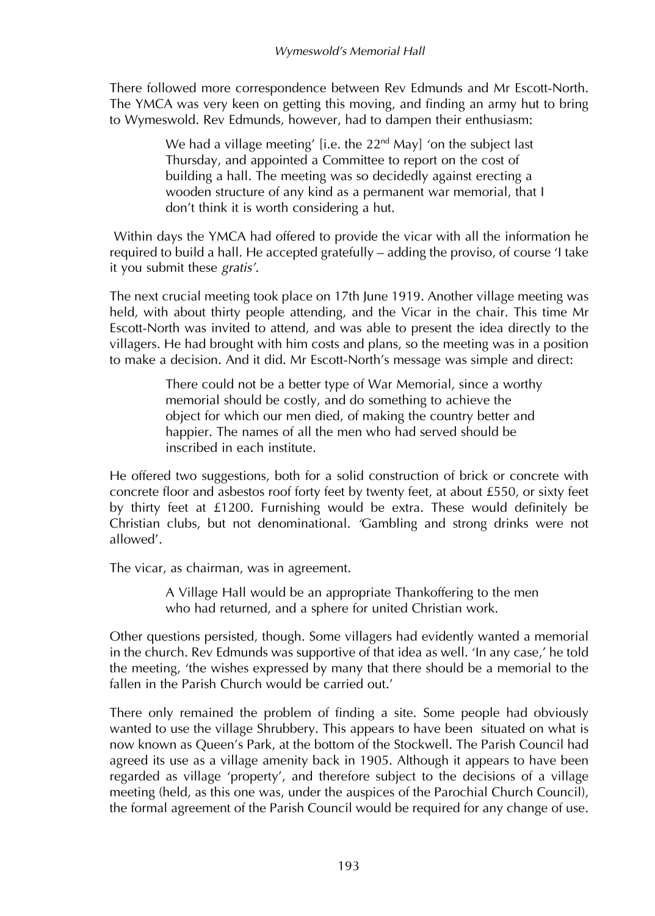There followed more correspondence between Rev Edmunds and Mr Escott-North. The YMCA was very keen on getting this moving, and finding an army hut to bring to Wymeswold. Rev Edmunds, however, had to dampen their enthusiasm:

> We had a village meeting' [i.e. the 22nd May] 'on the subject last Thursday, and appointed a Committee to report on the cost of building a hall. The meeting was so decidedly against erecting a wooden structure of any kind as a permanent war memorial, that I don't think it is worth considering a hut.

Within days the YMCA had offered to provide the vicar with all the information he required to build a hall. He accepted gratefully – adding the proviso, of course 'I take it you submit these *gratis*'.

The next crucial meeting took place on 17th June 1919. Another village meeting was held, with about thirty people attending, and the Vicar in the chair. This time Mr Escott-North was invited to attend, and was able to present the idea directly to the villagers. He had brought with him costs and plans, so the meeting was in a position to make a decision. And it did. Mr Escott-North's message was simple and direct:

> There could not be a better type of War Memorial, since a worthy memorial should be costly, and do something to achieve the object for which our men died, of making the country better and happier. The names of all the men who had served should be inscribed in each institute.

He offered two suggestions, both for a solid construction of brick or concrete with concrete floor and asbestos roof forty feet by twenty feet, at about £550, or sixty feet by thirty feet at £1200. Furnishing would be extra. These would definitely be Christian clubs, but not denominational. 'Gambling and strong drinks were not allowed'.

The vicar, as chairman, was in agreement.

> A Village Hall would be an appropriate Thankoffering to the men who had returned, and a sphere for united Christian work.

Other questions persisted, though. Some villagers had evidently wanted a memorial in the church. Rev Edmunds was supportive of that idea as well. 'In any case,' he told the meeting, 'the wishes expressed by many that there should be a memorial to the fallen in the Parish Church would be carried out.'

There only remained the problem of finding a site. Some people had obviously wanted to use the village Shrubbery. This appears to have been situated on what is now known as Queen's Park, at the bottom of the Stockwell. The Parish Council had agreed its use as a village amenity back in 1905. Although it appears to have been regarded as village 'property', and therefore subject to the decisions of a village meeting (held, as this one was, under the auspices of the Parochial Church Council), the formal agreement of the Parish Council would be required for any change of use.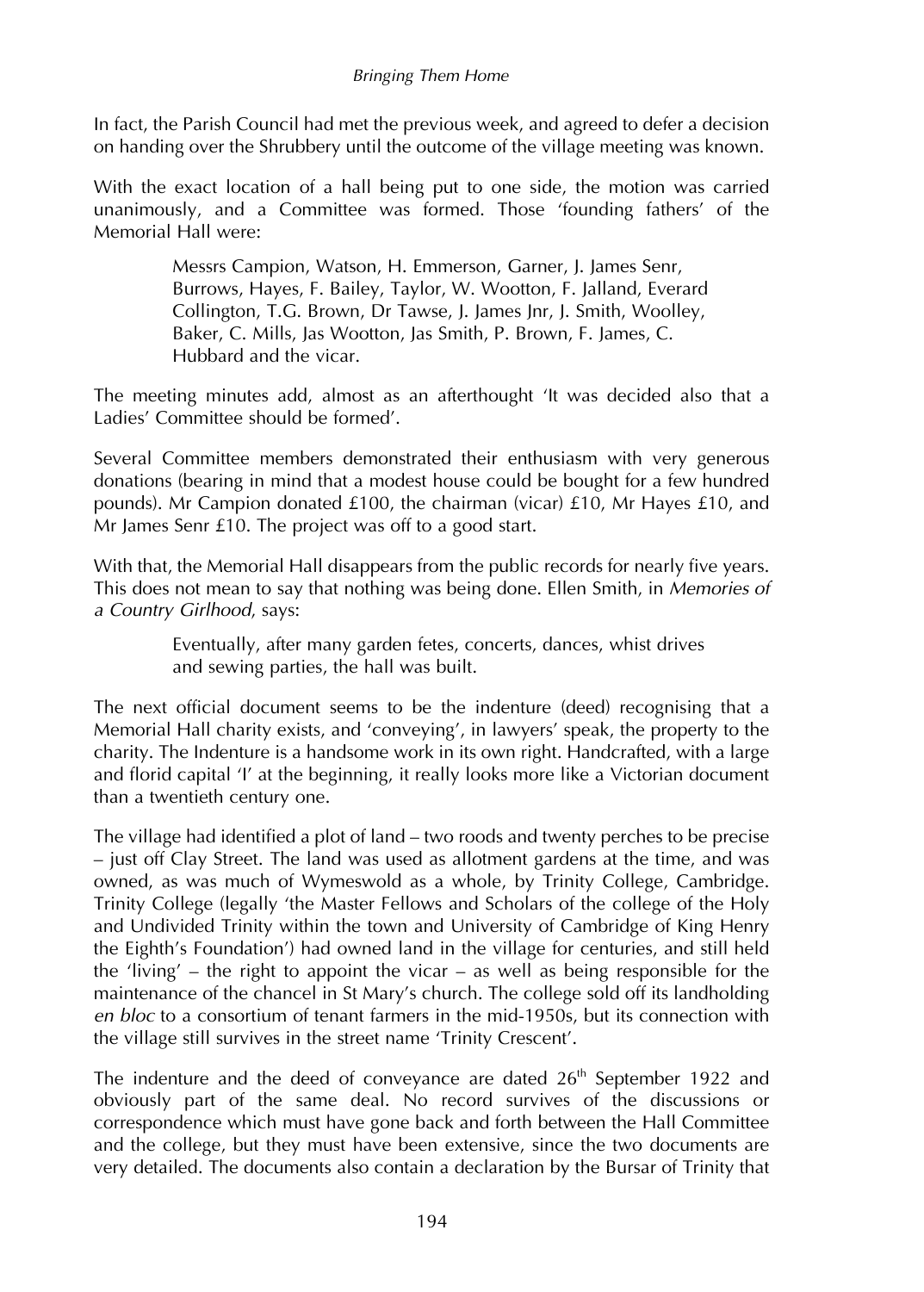In fact, the Parish Council had met the previous week, and agreed to defer a decision on handing over the Shrubbery until the outcome of the village meeting was known.

With the exact location of a hall being put to one side, the motion was carried unanimously, and a Committee was formed. Those 'founding fathers' of the Memorial Hall were:

> Messrs Campion, Watson, H. Emmerson, Garner, J. James Senr, Burrows, Hayes, F. Bailey, Taylor, W. Wootton, F. Jalland, Everard Collington, T.G. Brown, Dr Tawse, J. James Jnr, J. Smith, Woolley, Baker, C. Mills, Jas Wootton, Jas Smith, P. Brown, F. James, C. Hubbard and the vicar.

The meeting minutes add, almost as an afterthought 'It was decided also that a Ladies' Committee should be formed'.

Several Committee members demonstrated their enthusiasm with very generous donations (bearing in mind that a modest house could be bought for a few hundred pounds). Mr Campion donated £100, the chairman (vicar) £10, Mr Hayes £10, and Mr James Senr £10. The project was off to a good start.

With that, the Memorial Hall disappears from the public records for nearly five years. This does not mean to say that nothing was being done. Ellen Smith, in *Memories of a Country Girlhood*, says:

> Eventually, after many garden fetes, concerts, dances, whist drives and sewing parties, the hall was built.

The next official document seems to be the indenture (deed) recognising that a Memorial Hall charity exists, and 'conveying', in lawyers' speak, the property to the charity. The Indenture is a handsome work in its own right. Handcrafted, with a large and florid capital 'I' at the beginning, it really looks more like a Victorian document than a twentieth century one.

The village had identified a plot of land – two roods and twenty perches to be precise – just off Clay Street. The land was used as allotment gardens at the time, and was owned, as was much of Wymeswold as a whole, by Trinity College, Cambridge. Trinity College (legally 'the Master Fellows and Scholars of the college of the Holy and Undivided Trinity within the town and University of Cambridge of King Henry the Eighth's Foundation') had owned land in the village for centuries, and still held the 'living' – the right to appoint the vicar – as well as being responsible for the maintenance of the chancel in St Mary's church. The college sold off its landholding *en bloc* to a consortium of tenant farmers in the mid-1950s, but its connection with the village still survives in the street name 'Trinity Crescent'.

The indenture and the deed of conveyance are dated 26th September 1922 and obviously part of the same deal. No record survives of the discussions or correspondence which must have gone back and forth between the Hall Committee and the college, but they must have been extensive, since the two documents are very detailed. The documents also contain a declaration by the Bursar of Trinity that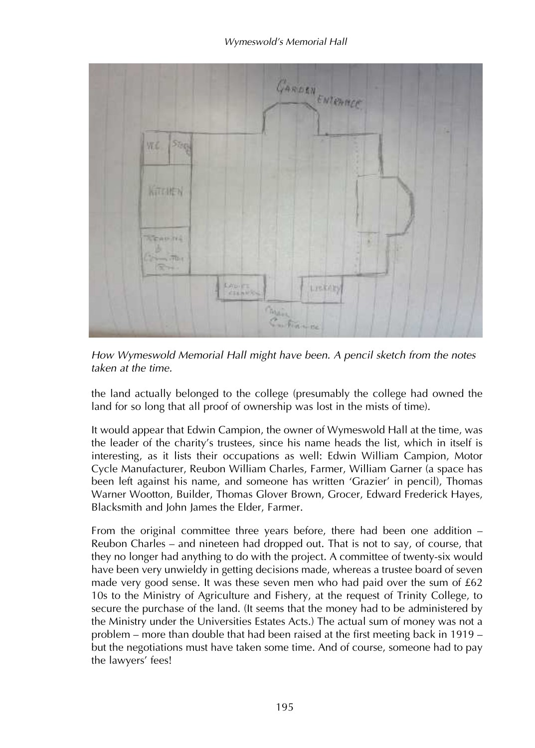*How Wymeswold Memorial Hall might have been. A pencil sketch from the notes taken at the time.*

the land actually belonged to the college (presumably the college had owned the land for so long that all proof of ownership was lost in the mists of time).

It would appear that Edwin Campion, the owner of Wymeswold Hall at the time, was the leader of the charity's trustees, since his name heads the list, which in itself is interesting, as it lists their occupations as well: Edwin William Campion, Motor Cycle Manufacturer, Reubon William Charles, Farmer, William Garner (a space has been left against his name, and someone has written 'Grazier' in pencil), Thomas Warner Wootton, Builder, Thomas Glover Brown, Grocer, Edward Frederick Hayes, Blacksmith and John James the Elder, Farmer.

From the original committee three years before, there had been one addition – Reubon Charles – and nineteen had dropped out. That is not to say, of course, that they no longer had anything to do with the project. A committee of twenty-six would have been very unwieldy in getting decisions made, whereas a trustee board of seven made very good sense. It was these seven men who had paid over the sum of £62 10s to the Ministry of Agriculture and Fishery, at the request of Trinity College, to secure the purchase of the land. (It seems that the money had to be administered by the Ministry under the Universities Estates Acts.) The actual sum of money was not a problem – more than double that had been raised at the first meeting back in 1919 – but the negotiations must have taken some time. And of course, someone had to pay the lawyers' fees!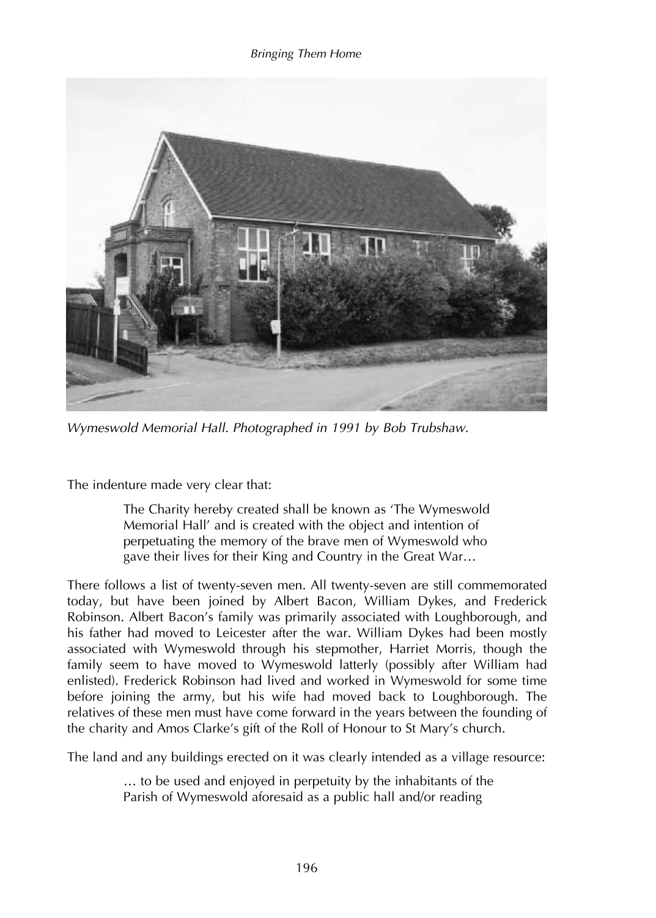*Wymeswold Memorial Hall. Photographed in 1991 by Bob Trubshaw.*

The indenture made very clear that:

> The Charity hereby created shall be known as 'The Wymeswold Memorial Hall' and is created with the object and intention of perpetuating the memory of the brave men of Wymeswold who gave their lives for their King and Country in the Great War…

There follows a list of twenty-seven men. All twenty-seven are still commemorated today, but have been joined by Albert Bacon, William Dykes, and Frederick Robinson. Albert Bacon's family was primarily associated with Loughborough, and his father had moved to Leicester after the war. William Dykes had been mostly associated with Wymeswold through his stepmother, Harriet Morris, though the family seem to have moved to Wymeswold latterly (possibly after William had enlisted). Frederick Robinson had lived and worked in Wymeswold for some time before joining the army, but his wife had moved back to Loughborough. The relatives of these men must have come forward in the years between the founding of the charity and Amos Clarke's gift of the Roll of Honour to St Mary's church.

The land and any buildings erected on it was clearly intended as a village resource:

> … to be used and enjoyed in perpetuity by the inhabitants of the Parish of Wymeswold aforesaid as a public hall and/or reading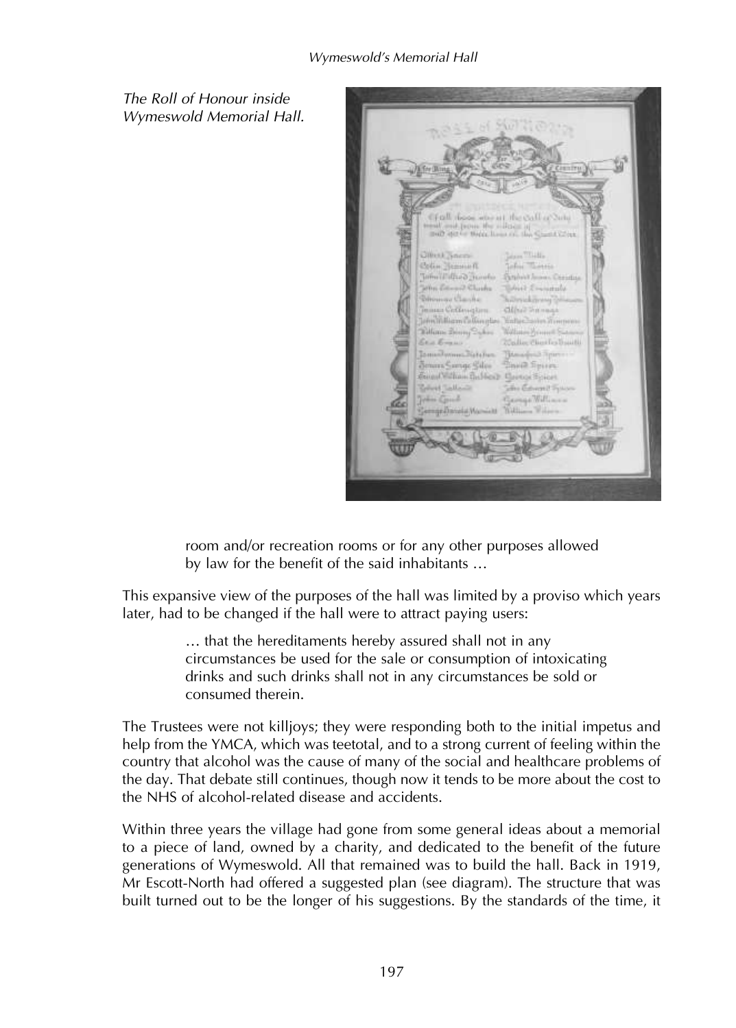*The Roll of Honour inside Wymeswold Memorial Hall.*

> room and/or recreation rooms or for any other purposes allowed by law for the benefit of the said inhabitants …

This expansive view of the purposes of the hall was limited by a proviso which years later, had to be changed if the hall were to attract paying users:

> … that the hereditaments hereby assured shall not in any circumstances be used for the sale or consumption of intoxicating drinks and such drinks shall not in any circumstances be sold or consumed therein.

The Trustees were not killjoys; they were responding both to the initial impetus and help from the YMCA, which was teetotal, and to a strong current of feeling within the country that alcohol was the cause of many of the social and healthcare problems of the day. That debate still continues, though now it tends to be more about the cost to the NHS of alcohol-related disease and accidents.

Within three years the village had gone from some general ideas about a memorial to a piece of land, owned by a charity, and dedicated to the benefit of the future generations of Wymeswold. All that remained was to build the hall. Back in 1919, Mr Escott-North had offered a suggested plan (see diagram). The structure that was built turned out to be the longer of his suggestions. By the standards of the time, it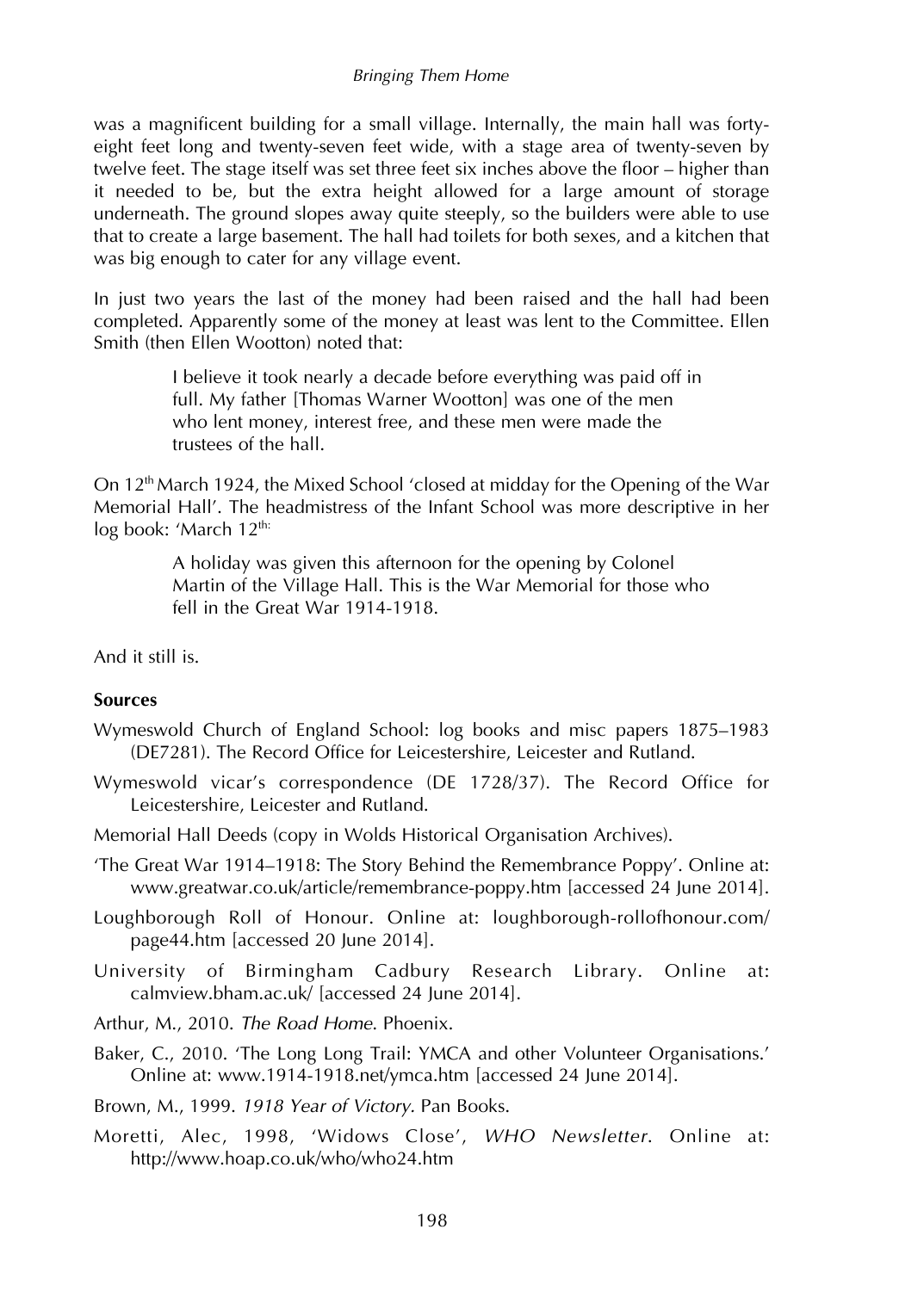was a magnificent building for a small village. Internally, the main hall was forty-eight feet long and twenty-seven feet wide, with a stage area of twenty-seven by twelve feet. The stage itself was set three feet six inches above the floor – higher than it needed to be, but the extra height allowed for a large amount of storage underneath. The ground slopes away quite steeply, so the builders were able to use that to create a large basement. The hall had toilets for both sexes, and a kitchen that was big enough to cater for any village event.

In just two years the last of the money had been raised and the hall had been completed. Apparently some of the money at least was lent to the Committee. Ellen Smith (then Ellen Wootton) noted that:

> I believe it took nearly a decade before everything was paid off in full. My father [Thomas Warner Wootton] was one of the men who lent money, interest free, and these men were made the trustees of the hall.

On 12th March 1924, the Mixed School 'closed at midday for the Opening of the War Memorial Hall'. The headmistress of the Infant School was more descriptive in her log book: 'March 12th:

> A holiday was given this afternoon for the opening by Colonel Martin of the Village Hall. This is the War Memorial for those who fell in the Great War 1914-1918.

And it still is.

**Sources**

Wymeswold Church of England School: log books and misc papers 1875–1983 (DE7281). The Record Office for Leicestershire, Leicester and Rutland.

Wymeswold vicar's correspondence (DE 1728/37). The Record Office for Leicestershire, Leicester and Rutland.

Memorial Hall Deeds (copy in Wolds Historical Organisation Archives).

'The Great War 1914–1918: The Story Behind the Remembrance Poppy'. Online at: www.greatwar.co.uk/article/remembrance-poppy.htm [accessed 24 June 2014].

Loughborough Roll of Honour. Online at: loughborough-rollofhonour.com/page44.htm [accessed 20 June 2014].

University of Birmingham Cadbury Research Library. Online at: calmview.bham.ac.uk/ [accessed 24 June 2014].

Arthur, M., 2010. *The Road Home*. Phoenix.

Baker, C., 2010. 'The Long Long Trail: YMCA and other Volunteer Organisations.' Online at: www.1914-1918.net/ymca.htm [accessed 24 June 2014].

Brown, M., 1999. *1918 Year of Victory.* Pan Books.

Moretti, Alec, 1998, 'Widows Close', *WHO Newsletter*. Online at: http://www.hoap.co.uk/who/who24.htm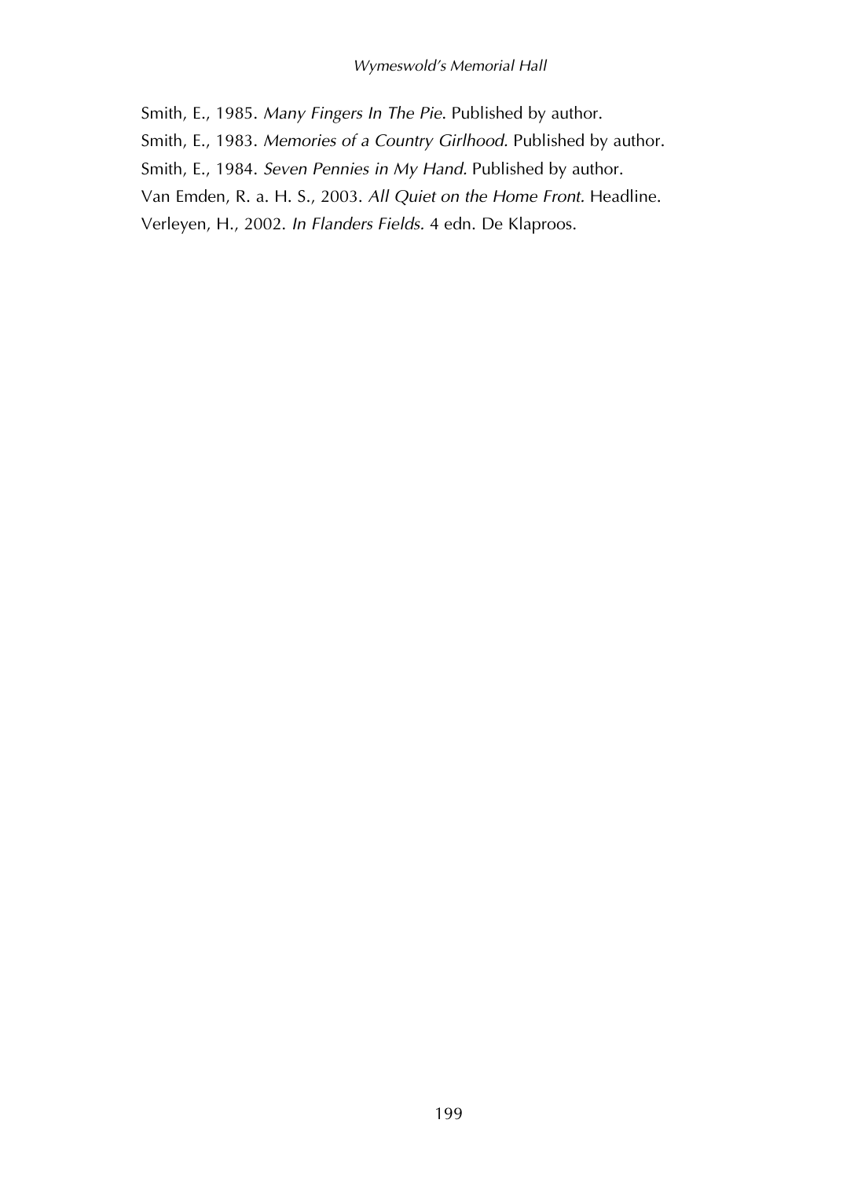Smith, E., 1985. *Many Fingers In The Pie*. Published by author.

Smith, E., 1983. *Memories of a Country Girlhood.* Published by author.

Smith, E., 1984. *Seven Pennies in My Hand*. Published by author.

Van Emden, R. a. H. S., 2003. *All Quiet on the Home Front.* Headline.

Verleyen, H., 2002. *In Flanders Fields.* 4 edn. De Klaproos.